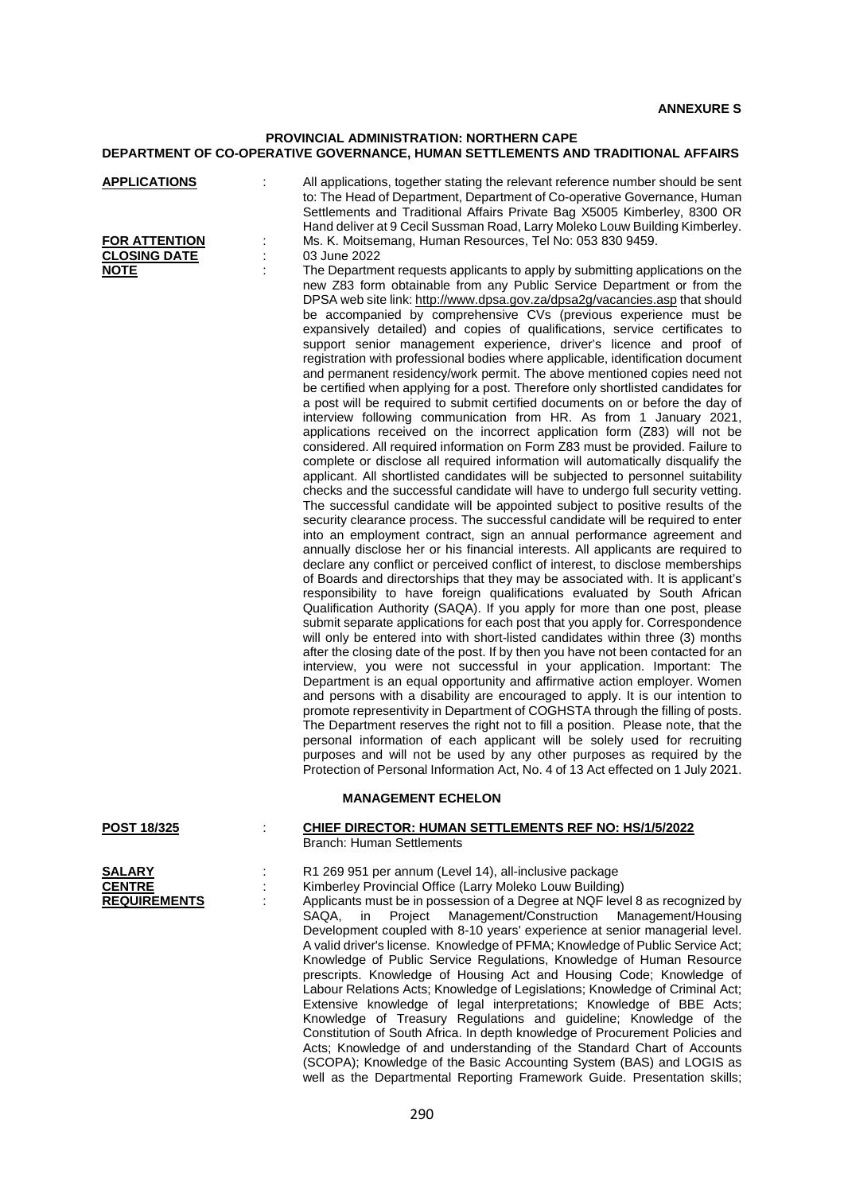**ANNEXURE S**

**PROVINCIAL ADMINISTRATION: NORTHERN CAPE**
**DEPARTMENT OF CO-OPERATIVE GOVERNANCE, HUMAN SETTLEMENTS AND TRADITIONAL AFFAIRS**

**APPLICATIONS** : All applications, together stating the relevant reference number should be sent to: The Head of Department, Department of Co-operative Governance, Human Settlements and Traditional Affairs Private Bag X5005 Kimberley, 8300 OR Hand deliver at 9 Cecil Sussman Road, Larry Moleko Louw Building Kimberley.

**FOR ATTENTION** : Ms. K. Moitsemang, Human Resources, Tel No: 053 830 9459.

**CLOSING DATE** : 03 June 2022

**NOTE** : The Department requests applicants to apply by submitting applications on the new Z83 form obtainable from any Public Service Department or from the DPSA web site link: http://www.dpsa.gov.za/dpsa2g/vacancies.asp that should be accompanied by comprehensive CVs (previous experience must be expansively detailed) and copies of qualifications, service certificates to support senior management experience, driver's licence and proof of registration with professional bodies where applicable, identification document and permanent residency/work permit. The above mentioned copies need not be certified when applying for a post. Therefore only shortlisted candidates for a post will be required to submit certified documents on or before the day of interview following communication from HR. As from 1 January 2021, applications received on the incorrect application form (Z83) will not be considered. All required information on Form Z83 must be provided. Failure to complete or disclose all required information will automatically disqualify the applicant. All shortlisted candidates will be subjected to personnel suitability checks and the successful candidate will have to undergo full security vetting. The successful candidate will be appointed subject to positive results of the security clearance process. The successful candidate will be required to enter into an employment contract, sign an annual performance agreement and annually disclose her or his financial interests. All applicants are required to declare any conflict or perceived conflict of interest, to disclose memberships of Boards and directorships that they may be associated with. It is applicant's responsibility to have foreign qualifications evaluated by South African Qualification Authority (SAQA). If you apply for more than one post, please submit separate applications for each post that you apply for. Correspondence will only be entered into with short-listed candidates within three (3) months after the closing date of the post. If by then you have not been contacted for an interview, you were not successful in your application. Important: The Department is an equal opportunity and affirmative action employer. Women and persons with a disability are encouraged to apply. It is our intention to promote representivity in Department of COGHSTA through the filling of posts. The Department reserves the right not to fill a position. Please note, that the personal information of each applicant will be solely used for recruiting purposes and will not be used by any other purposes as required by the Protection of Personal Information Act, No. 4 of 13 Act effected on 1 July 2021.

**MANAGEMENT ECHELON**

**POST 18/325** : **CHIEF DIRECTOR: HUMAN SETTLEMENTS REF NO: HS/1/5/2022**
Branch: Human Settlements

**SALARY** : R1 269 951 per annum (Level 14), all-inclusive package

**CENTRE** : Kimberley Provincial Office (Larry Moleko Louw Building)

**REQUIREMENTS** : Applicants must be in possession of a Degree at NQF level 8 as recognized by SAQA, in Project Management/Construction Management/Housing Development coupled with 8-10 years' experience at senior managerial level. A valid driver's license. Knowledge of PFMA; Knowledge of Public Service Act; Knowledge of Public Service Regulations, Knowledge of Human Resource prescripts. Knowledge of Housing Act and Housing Code; Knowledge of Labour Relations Acts; Knowledge of Legislations; Knowledge of Criminal Act; Extensive knowledge of legal interpretations; Knowledge of BBE Acts; Knowledge of Treasury Regulations and guideline; Knowledge of the Constitution of South Africa. In depth knowledge of Procurement Policies and Acts; Knowledge of and understanding of the Standard Chart of Accounts (SCOPA); Knowledge of the Basic Accounting System (BAS) and LOGIS as well as the Departmental Reporting Framework Guide. Presentation skills;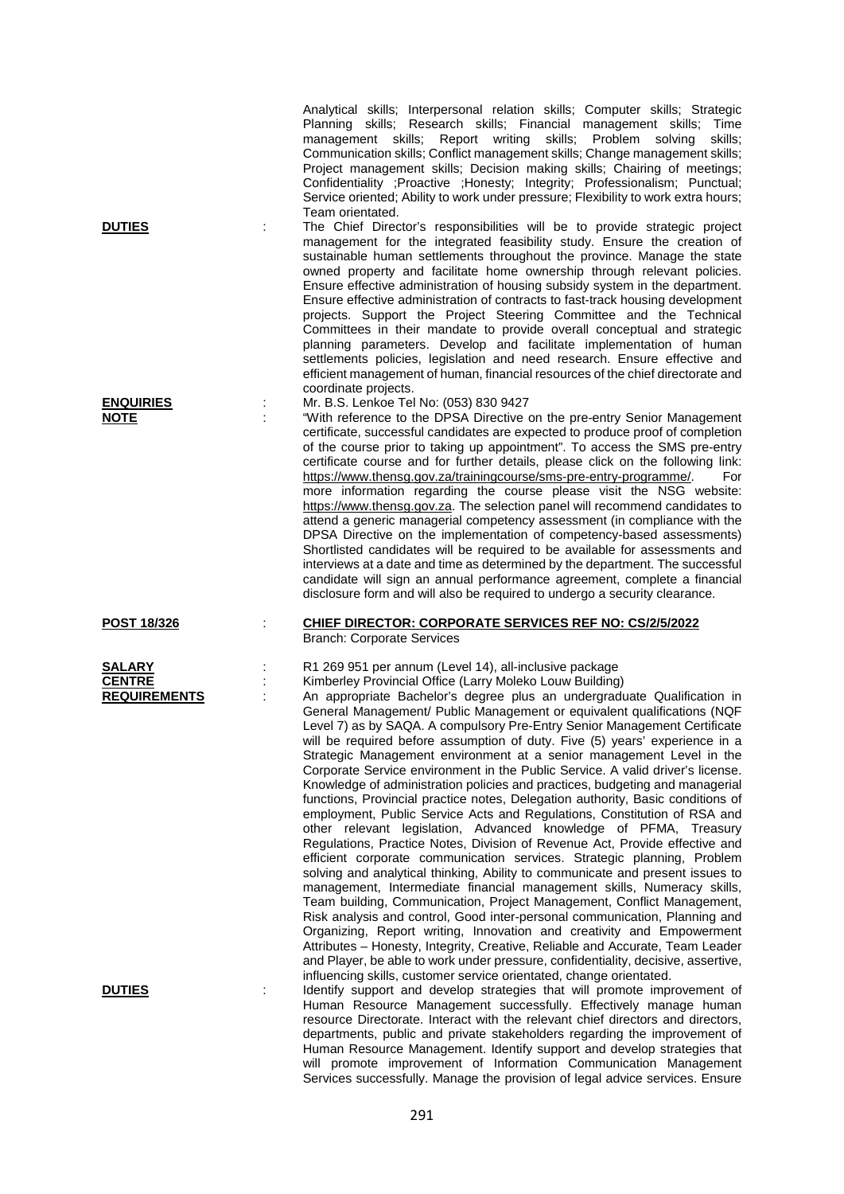Analytical skills; Interpersonal relation skills; Computer skills; Strategic Planning skills; Research skills; Financial management skills; Time management skills; Report writing skills; Problem solving skills; Communication skills; Conflict management skills; Change management skills; Project management skills; Decision making skills; Chairing of meetings; Confidentiality ;Proactive ;Honesty; Integrity; Professionalism; Punctual; Service oriented; Ability to work under pressure; Flexibility to work extra hours; Team orientated.

**DUTIES** : The Chief Director's responsibilities will be to provide strategic project management for the integrated feasibility study. Ensure the creation of sustainable human settlements throughout the province. Manage the state owned property and facilitate home ownership through relevant policies. Ensure effective administration of housing subsidy system in the department. Ensure effective administration of contracts to fast-track housing development projects. Support the Project Steering Committee and the Technical Committees in their mandate to provide overall conceptual and strategic planning parameters. Develop and facilitate implementation of human settlements policies, legislation and need research. Ensure effective and efficient management of human, financial resources of the chief directorate and coordinate projects.

**ENQUIRIES** : Mr. B.S. Lenkoe Tel No: (053) 830 9427

**NOTE** : "With reference to the DPSA Directive on the pre-entry Senior Management certificate, successful candidates are expected to produce proof of completion of the course prior to taking up appointment". To access the SMS pre-entry certificate course and for further details, please click on the following link: https://www.thensg.gov.za/trainingcourse/sms-pre-entry-programme/. For more information regarding the course please visit the NSG website: https://www.thensg.gov.za. The selection panel will recommend candidates to attend a generic managerial competency assessment (in compliance with the DPSA Directive on the implementation of competency-based assessments) Shortlisted candidates will be required to be available for assessments and interviews at a date and time as determined by the department. The successful candidate will sign an annual performance agreement, complete a financial disclosure form and will also be required to undergo a security clearance.

**POST 18/326** : **CHIEF DIRECTOR: CORPORATE SERVICES REF NO: CS/2/5/2022**
Branch: Corporate Services

**SALARY** : R1 269 951 per annum (Level 14), all-inclusive package

**CENTRE** : Kimberley Provincial Office (Larry Moleko Louw Building)

**REQUIREMENTS** : An appropriate Bachelor's degree plus an undergraduate Qualification in General Management/ Public Management or equivalent qualifications (NQF Level 7) as by SAQA. A compulsory Pre-Entry Senior Management Certificate will be required before assumption of duty. Five (5) years' experience in a Strategic Management environment at a senior management Level in the Corporate Service environment in the Public Service. A valid driver's license. Knowledge of administration policies and practices, budgeting and managerial functions, Provincial practice notes, Delegation authority, Basic conditions of employment, Public Service Acts and Regulations, Constitution of RSA and other relevant legislation, Advanced knowledge of PFMA, Treasury Regulations, Practice Notes, Division of Revenue Act, Provide effective and efficient corporate communication services. Strategic planning, Problem solving and analytical thinking, Ability to communicate and present issues to management, Intermediate financial management skills, Numeracy skills, Team building, Communication, Project Management, Conflict Management, Risk analysis and control, Good inter-personal communication, Planning and Organizing, Report writing, Innovation and creativity and Empowerment Attributes – Honesty, Integrity, Creative, Reliable and Accurate, Team Leader and Player, be able to work under pressure, confidentiality, decisive, assertive, influencing skills, customer service orientated, change orientated.

**DUTIES** : Identify support and develop strategies that will promote improvement of Human Resource Management successfully. Effectively manage human resource Directorate. Interact with the relevant chief directors and directors, departments, public and private stakeholders regarding the improvement of Human Resource Management. Identify support and develop strategies that will promote improvement of Information Communication Management Services successfully. Manage the provision of legal advice services. Ensure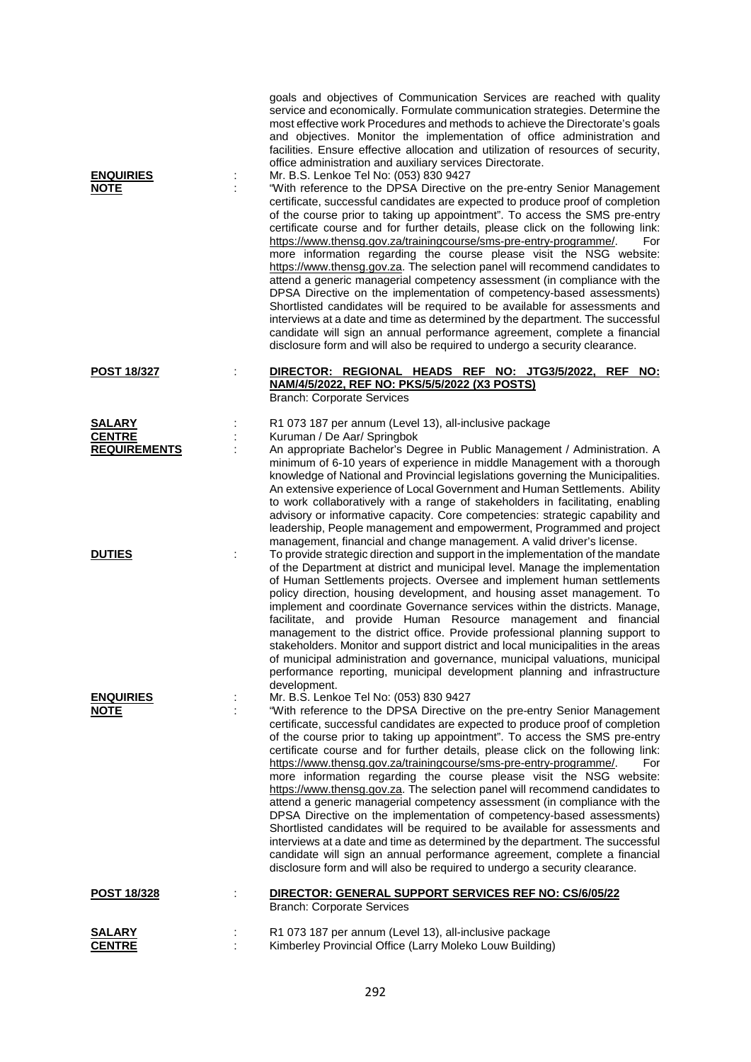goals and objectives of Communication Services are reached with quality service and economically. Formulate communication strategies. Determine the most effective work Procedures and methods to achieve the Directorate's goals and objectives. Monitor the implementation of office administration and facilities. Ensure effective allocation and utilization of resources of security, office administration and auxiliary services Directorate.

**ENQUIRIES** : Mr. B.S. Lenkoe Tel No: (053) 830 9427

**NOTE** : "With reference to the DPSA Directive on the pre-entry Senior Management certificate, successful candidates are expected to produce proof of completion of the course prior to taking up appointment". To access the SMS pre-entry certificate course and for further details, please click on the following link: https://www.thensg.gov.za/trainingcourse/sms-pre-entry-programme/. For more information regarding the course please visit the NSG website: https://www.thensg.gov.za. The selection panel will recommend candidates to attend a generic managerial competency assessment (in compliance with the DPSA Directive on the implementation of competency-based assessments) Shortlisted candidates will be required to be available for assessments and interviews at a date and time as determined by the department. The successful candidate will sign an annual performance agreement, complete a financial disclosure form and will also be required to undergo a security clearance.

**POST 18/327** : **DIRECTOR: REGIONAL HEADS REF NO: JTG3/5/2022, REF NO: NAM/4/5/2022, REF NO: PKS/5/5/2022 (X3 POSTS)**
Branch: Corporate Services

**SALARY** : R1 073 187 per annum (Level 13), all-inclusive package

**CENTRE** : Kuruman / De Aar/ Springbok

**REQUIREMENTS** : An appropriate Bachelor's Degree in Public Management / Administration. A minimum of 6-10 years of experience in middle Management with a thorough knowledge of National and Provincial legislations governing the Municipalities. An extensive experience of Local Government and Human Settlements. Ability to work collaboratively with a range of stakeholders in facilitating, enabling advisory or informative capacity. Core competencies: strategic capability and leadership, People management and empowerment, Programmed and project management, financial and change management. A valid driver's license.

**DUTIES** : To provide strategic direction and support in the implementation of the mandate of the Department at district and municipal level. Manage the implementation of Human Settlements projects. Oversee and implement human settlements policy direction, housing development, and housing asset management. To implement and coordinate Governance services within the districts. Manage, facilitate, and provide Human Resource management and financial management to the district office. Provide professional planning support to stakeholders. Monitor and support district and local municipalities in the areas of municipal administration and governance, municipal valuations, municipal performance reporting, municipal development planning and infrastructure development.

**ENQUIRIES** : Mr. B.S. Lenkoe Tel No: (053) 830 9427

**NOTE** : "With reference to the DPSA Directive on the pre-entry Senior Management certificate, successful candidates are expected to produce proof of completion of the course prior to taking up appointment". To access the SMS pre-entry certificate course and for further details, please click on the following link: https://www.thensg.gov.za/trainingcourse/sms-pre-entry-programme/. For more information regarding the course please visit the NSG website: https://www.thensg.gov.za. The selection panel will recommend candidates to attend a generic managerial competency assessment (in compliance with the DPSA Directive on the implementation of competency-based assessments) Shortlisted candidates will be required to be available for assessments and interviews at a date and time as determined by the department. The successful candidate will sign an annual performance agreement, complete a financial disclosure form and will also be required to undergo a security clearance.

**POST 18/328** : **DIRECTOR: GENERAL SUPPORT SERVICES REF NO: CS/6/05/22**
Branch: Corporate Services

**SALARY** : R1 073 187 per annum (Level 13), all-inclusive package

**CENTRE** : Kimberley Provincial Office (Larry Moleko Louw Building)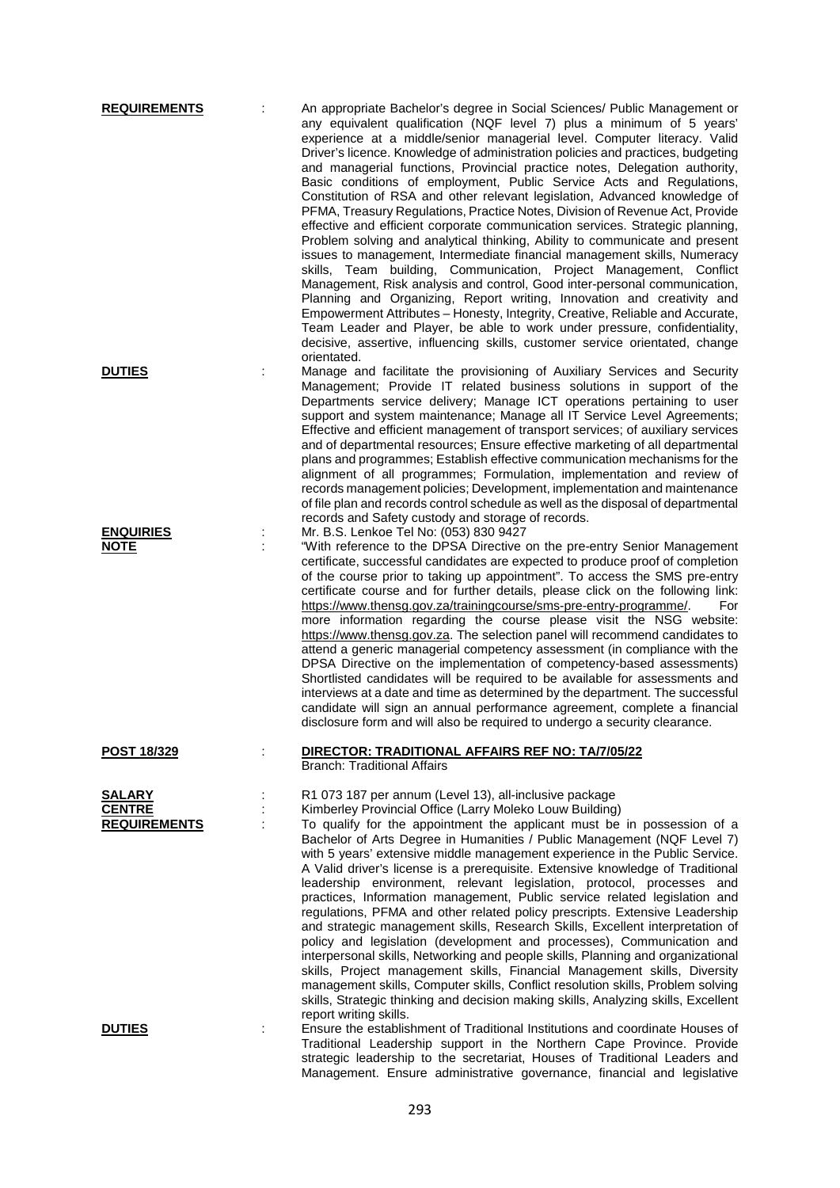**REQUIREMENTS** : An appropriate Bachelor's degree in Social Sciences/ Public Management or any equivalent qualification (NQF level 7) plus a minimum of 5 years' experience at a middle/senior managerial level. Computer literacy. Valid Driver's licence. Knowledge of administration policies and practices, budgeting and managerial functions, Provincial practice notes, Delegation authority, Basic conditions of employment, Public Service Acts and Regulations, Constitution of RSA and other relevant legislation, Advanced knowledge of PFMA, Treasury Regulations, Practice Notes, Division of Revenue Act, Provide effective and efficient corporate communication services. Strategic planning, Problem solving and analytical thinking, Ability to communicate and present issues to management, Intermediate financial management skills, Numeracy skills, Team building, Communication, Project Management, Conflict Management, Risk analysis and control, Good inter-personal communication, Planning and Organizing, Report writing, Innovation and creativity and Empowerment Attributes – Honesty, Integrity, Creative, Reliable and Accurate, Team Leader and Player, be able to work under pressure, confidentiality, decisive, assertive, influencing skills, customer service orientated, change orientated.

**DUTIES** : Manage and facilitate the provisioning of Auxiliary Services and Security Management; Provide IT related business solutions in support of the Departments service delivery; Manage ICT operations pertaining to user support and system maintenance; Manage all IT Service Level Agreements; Effective and efficient management of transport services; of auxiliary services and of departmental resources; Ensure effective marketing of all departmental plans and programmes; Establish effective communication mechanisms for the alignment of all programmes; Formulation, implementation and review of records management policies; Development, implementation and maintenance of file plan and records control schedule as well as the disposal of departmental records and Safety custody and storage of records.

**ENQUIRIES** : Mr. B.S. Lenkoe Tel No: (053) 830 9427

**NOTE** : "With reference to the DPSA Directive on the pre-entry Senior Management certificate, successful candidates are expected to produce proof of completion of the course prior to taking up appointment". To access the SMS pre-entry certificate course and for further details, please click on the following link: https://www.thensg.gov.za/trainingcourse/sms-pre-entry-programme/. For more information regarding the course please visit the NSG website: https://www.thensg.gov.za. The selection panel will recommend candidates to attend a generic managerial competency assessment (in compliance with the DPSA Directive on the implementation of competency-based assessments) Shortlisted candidates will be required to be available for assessments and interviews at a date and time as determined by the department. The successful candidate will sign an annual performance agreement, complete a financial disclosure form and will also be required to undergo a security clearance.

**POST 18/329** : **DIRECTOR: TRADITIONAL AFFAIRS REF NO: TA/7/05/22**
Branch: Traditional Affairs

**SALARY** : R1 073 187 per annum (Level 13), all-inclusive package

**CENTRE** : Kimberley Provincial Office (Larry Moleko Louw Building)

**REQUIREMENTS** : To qualify for the appointment the applicant must be in possession of a Bachelor of Arts Degree in Humanities / Public Management (NQF Level 7) with 5 years' extensive middle management experience in the Public Service. A Valid driver's license is a prerequisite. Extensive knowledge of Traditional leadership environment, relevant legislation, protocol, processes and practices, Information management, Public service related legislation and regulations, PFMA and other related policy prescripts. Extensive Leadership and strategic management skills, Research Skills, Excellent interpretation of policy and legislation (development and processes), Communication and interpersonal skills, Networking and people skills, Planning and organizational skills, Project management skills, Financial Management skills, Diversity management skills, Computer skills, Conflict resolution skills, Problem solving skills, Strategic thinking and decision making skills, Analyzing skills, Excellent report writing skills.

**DUTIES** : Ensure the establishment of Traditional Institutions and coordinate Houses of Traditional Leadership support in the Northern Cape Province. Provide strategic leadership to the secretariat, Houses of Traditional Leaders and Management. Ensure administrative governance, financial and legislative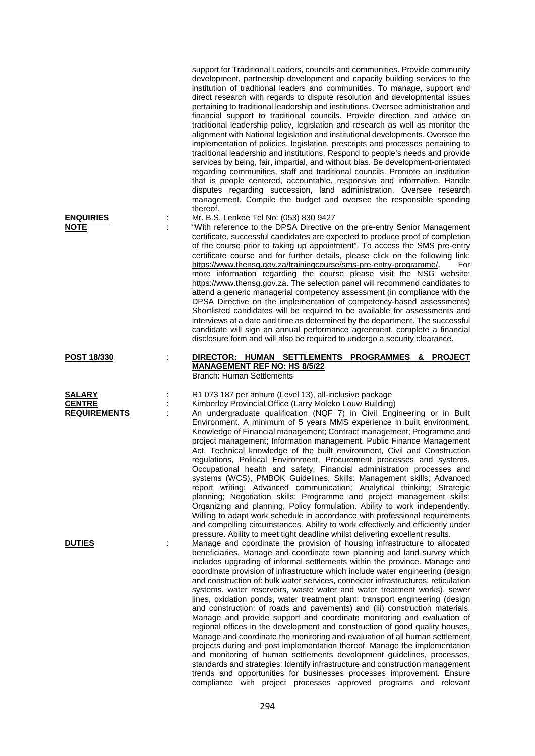support for Traditional Leaders, councils and communities. Provide community development, partnership development and capacity building services to the institution of traditional leaders and communities. To manage, support and direct research with regards to dispute resolution and developmental issues pertaining to traditional leadership and institutions. Oversee administration and financial support to traditional councils. Provide direction and advice on traditional leadership policy, legislation and research as well as monitor the alignment with National legislation and institutional developments. Oversee the implementation of policies, legislation, prescripts and processes pertaining to traditional leadership and institutions. Respond to people's needs and provide services by being, fair, impartial, and without bias. Be development-orientated regarding communities, staff and traditional councils. Promote an institution that is people centered, accountable, responsive and informative. Handle disputes regarding succession, land administration. Oversee research management. Compile the budget and oversee the responsible spending thereof.

**ENQUIRIES** : Mr. B.S. Lenkoe Tel No: (053) 830 9427

**NOTE** : "With reference to the DPSA Directive on the pre-entry Senior Management certificate, successful candidates are expected to produce proof of completion of the course prior to taking up appointment". To access the SMS pre-entry certificate course and for further details, please click on the following link: https://www.thensg.gov.za/trainingcourse/sms-pre-entry-programme/. For more information regarding the course please visit the NSG website: https://www.thensg.gov.za. The selection panel will recommend candidates to attend a generic managerial competency assessment (in compliance with the DPSA Directive on the implementation of competency-based assessments) Shortlisted candidates will be required to be available for assessments and interviews at a date and time as determined by the department. The successful candidate will sign an annual performance agreement, complete a financial disclosure form and will also be required to undergo a security clearance.

**POST 18/330** : **DIRECTOR: HUMAN SETTLEMENTS PROGRAMMES & PROJECT MANAGEMENT REF NO: HS 8/5/22**
Branch: Human Settlements

**SALARY** : R1 073 187 per annum (Level 13), all-inclusive package

**CENTRE** : Kimberley Provincial Office (Larry Moleko Louw Building)

**REQUIREMENTS** : An undergraduate qualification (NQF 7) in Civil Engineering or in Built Environment. A minimum of 5 years MMS experience in built environment. Knowledge of Financial management; Contract management; Programme and project management; Information management. Public Finance Management Act, Technical knowledge of the built environment, Civil and Construction regulations, Political Environment, Procurement processes and systems, Occupational health and safety, Financial administration processes and systems (WCS), PMBOK Guidelines. Skills: Management skills; Advanced report writing; Advanced communication; Analytical thinking; Strategic planning; Negotiation skills; Programme and project management skills; Organizing and planning; Policy formulation. Ability to work independently. Willing to adapt work schedule in accordance with professional requirements and compelling circumstances. Ability to work effectively and efficiently under pressure. Ability to meet tight deadline whilst delivering excellent results.

**DUTIES** : Manage and coordinate the provision of housing infrastructure to allocated beneficiaries, Manage and coordinate town planning and land survey which includes upgrading of informal settlements within the province. Manage and coordinate provision of infrastructure which include water engineering (design and construction of: bulk water services, connector infrastructures, reticulation systems, water reservoirs, waste water and water treatment works), sewer lines, oxidation ponds, water treatment plant; transport engineering (design and construction: of roads and pavements) and (iii) construction materials. Manage and provide support and coordinate monitoring and evaluation of regional offices in the development and construction of good quality houses, Manage and coordinate the monitoring and evaluation of all human settlement projects during and post implementation thereof. Manage the implementation and monitoring of human settlements development guidelines, processes, standards and strategies: Identify infrastructure and construction management trends and opportunities for businesses processes improvement. Ensure compliance with project processes approved programs and relevant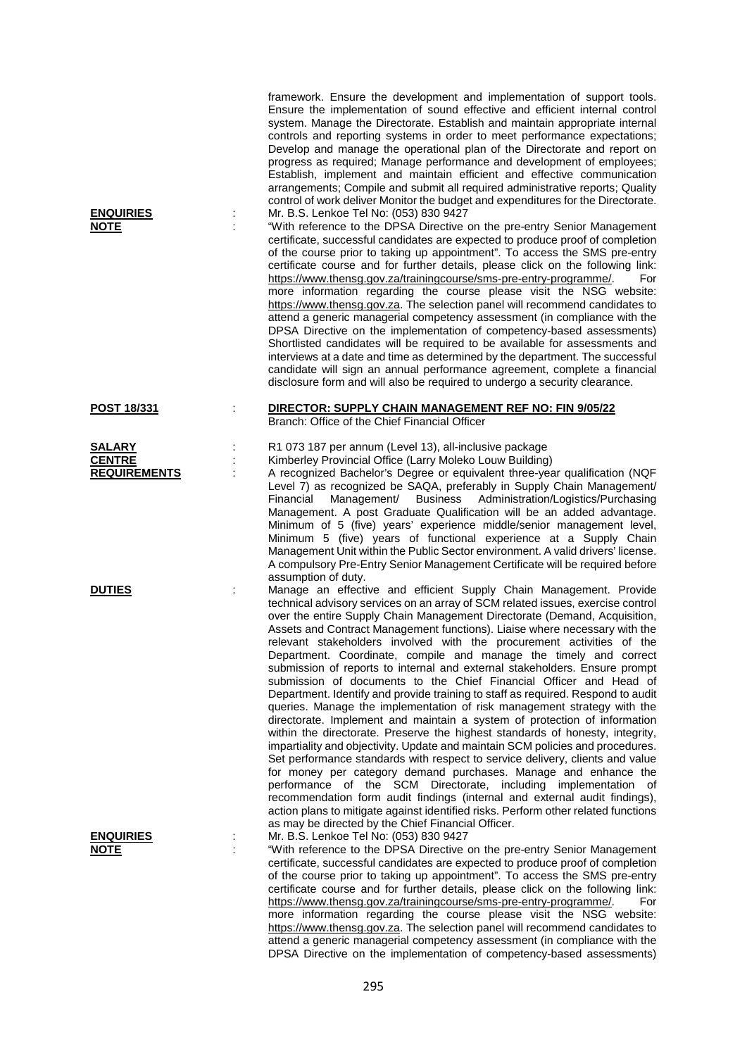framework. Ensure the development and implementation of support tools. Ensure the implementation of sound effective and efficient internal control system. Manage the Directorate. Establish and maintain appropriate internal controls and reporting systems in order to meet performance expectations; Develop and manage the operational plan of the Directorate and report on progress as required; Manage performance and development of employees; Establish, implement and maintain efficient and effective communication arrangements; Compile and submit all required administrative reports; Quality control of work deliver Monitor the budget and expenditures for the Directorate.

**ENQUIRIES** : Mr. B.S. Lenkoe Tel No: (053) 830 9427

**NOTE** : "With reference to the DPSA Directive on the pre-entry Senior Management certificate, successful candidates are expected to produce proof of completion of the course prior to taking up appointment". To access the SMS pre-entry certificate course and for further details, please click on the following link: https://www.thensg.gov.za/trainingcourse/sms-pre-entry-programme/. For more information regarding the course please visit the NSG website: https://www.thensg.gov.za. The selection panel will recommend candidates to attend a generic managerial competency assessment (in compliance with the DPSA Directive on the implementation of competency-based assessments) Shortlisted candidates will be required to be available for assessments and interviews at a date and time as determined by the department. The successful candidate will sign an annual performance agreement, complete a financial disclosure form and will also be required to undergo a security clearance.

**POST 18/331** : **DIRECTOR: SUPPLY CHAIN MANAGEMENT REF NO: FIN 9/05/22**
Branch: Office of the Chief Financial Officer

**SALARY** : R1 073 187 per annum (Level 13), all-inclusive package

**CENTRE** : Kimberley Provincial Office (Larry Moleko Louw Building)

**REQUIREMENTS** : A recognized Bachelor's Degree or equivalent three-year qualification (NQF Level 7) as recognized be SAQA, preferably in Supply Chain Management/ Financial Management/ Business Administration/Logistics/Purchasing Management. A post Graduate Qualification will be an added advantage. Minimum of 5 (five) years' experience middle/senior management level, Minimum 5 (five) years of functional experience at a Supply Chain Management Unit within the Public Sector environment. A valid drivers' license. A compulsory Pre-Entry Senior Management Certificate will be required before assumption of duty.

**DUTIES** : Manage an effective and efficient Supply Chain Management. Provide technical advisory services on an array of SCM related issues, exercise control over the entire Supply Chain Management Directorate (Demand, Acquisition, Assets and Contract Management functions). Liaise where necessary with the relevant stakeholders involved with the procurement activities of the Department. Coordinate, compile and manage the timely and correct submission of reports to internal and external stakeholders. Ensure prompt submission of documents to the Chief Financial Officer and Head of Department. Identify and provide training to staff as required. Respond to audit queries. Manage the implementation of risk management strategy with the directorate. Implement and maintain a system of protection of information within the directorate. Preserve the highest standards of honesty, integrity, impartiality and objectivity. Update and maintain SCM policies and procedures. Set performance standards with respect to service delivery, clients and value for money per category demand purchases. Manage and enhance the performance of the SCM Directorate, including implementation of recommendation form audit findings (internal and external audit findings), action plans to mitigate against identified risks. Perform other related functions as may be directed by the Chief Financial Officer.

**ENQUIRIES** : Mr. B.S. Lenkoe Tel No: (053) 830 9427

**NOTE** : "With reference to the DPSA Directive on the pre-entry Senior Management certificate, successful candidates are expected to produce proof of completion of the course prior to taking up appointment". To access the SMS pre-entry certificate course and for further details, please click on the following link: https://www.thensg.gov.za/trainingcourse/sms-pre-entry-programme/. For more information regarding the course please visit the NSG website: https://www.thensg.gov.za. The selection panel will recommend candidates to attend a generic managerial competency assessment (in compliance with the DPSA Directive on the implementation of competency-based assessments)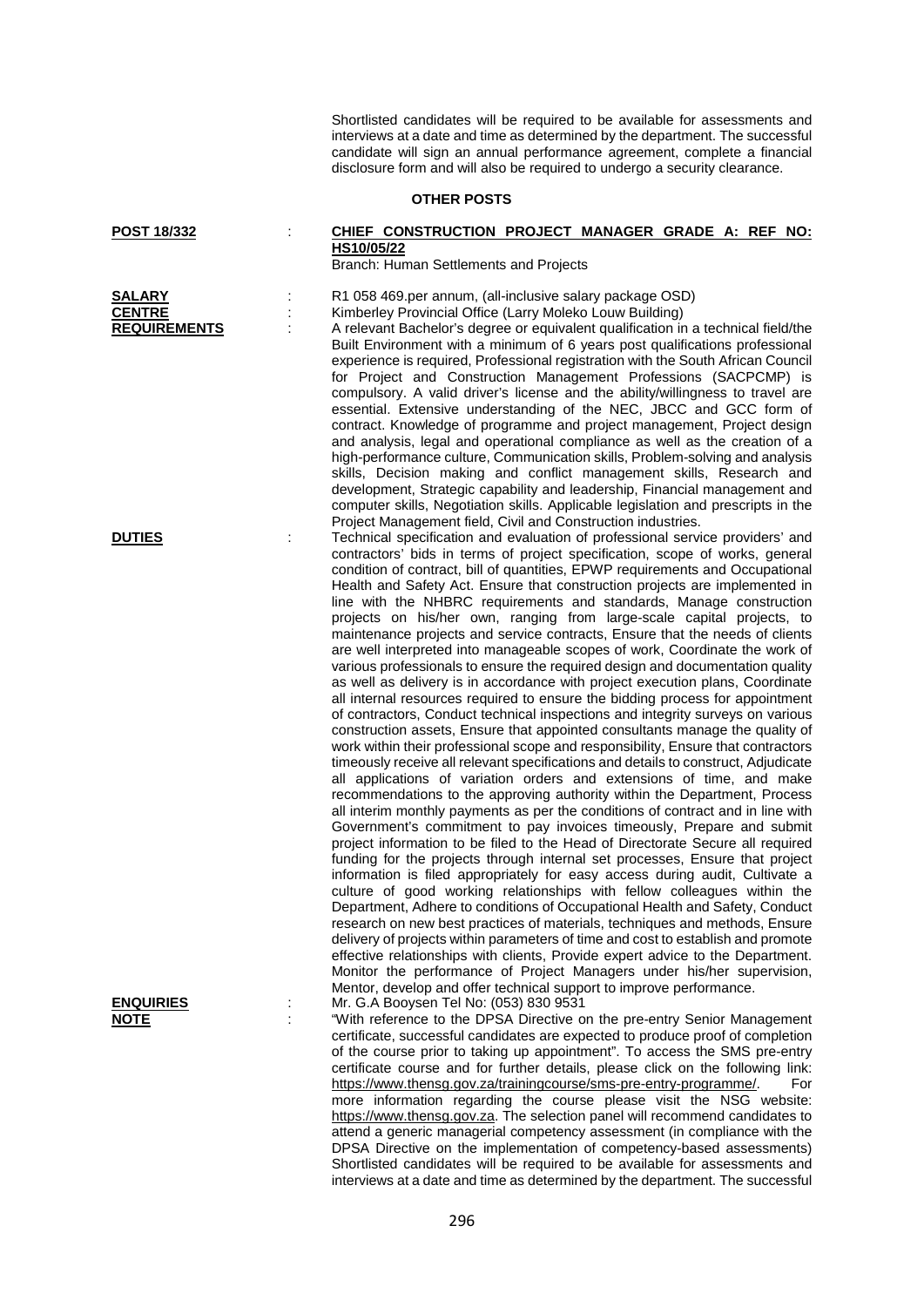Shortlisted candidates will be required to be available for assessments and interviews at a date and time as determined by the department. The successful candidate will sign an annual performance agreement, complete a financial disclosure form and will also be required to undergo a security clearance.

## OTHER POSTS

**POST 18/332** : **CHIEF CONSTRUCTION PROJECT MANAGER GRADE A: REF NO: HS10/05/22**
Branch: Human Settlements and Projects

**SALARY** : R1 058 469.per annum, (all-inclusive salary package OSD)

**CENTRE** : Kimberley Provincial Office (Larry Moleko Louw Building)

**REQUIREMENTS** : A relevant Bachelor's degree or equivalent qualification in a technical field/the Built Environment with a minimum of 6 years post qualifications professional experience is required, Professional registration with the South African Council for Project and Construction Management Professions (SACPCMP) is compulsory. A valid driver's license and the ability/willingness to travel are essential. Extensive understanding of the NEC, JBCC and GCC form of contract. Knowledge of programme and project management, Project design and analysis, legal and operational compliance as well as the creation of a high-performance culture, Communication skills, Problem-solving and analysis skills, Decision making and conflict management skills, Research and development, Strategic capability and leadership, Financial management and computer skills, Negotiation skills. Applicable legislation and prescripts in the Project Management field, Civil and Construction industries.

**DUTIES** : Technical specification and evaluation of professional service providers' and contractors' bids in terms of project specification, scope of works, general condition of contract, bill of quantities, EPWP requirements and Occupational Health and Safety Act. Ensure that construction projects are implemented in line with the NHBRC requirements and standards, Manage construction projects on his/her own, ranging from large-scale capital projects, to maintenance projects and service contracts, Ensure that the needs of clients are well interpreted into manageable scopes of work, Coordinate the work of various professionals to ensure the required design and documentation quality as well as delivery is in accordance with project execution plans, Coordinate all internal resources required to ensure the bidding process for appointment of contractors, Conduct technical inspections and integrity surveys on various construction assets, Ensure that appointed consultants manage the quality of work within their professional scope and responsibility, Ensure that contractors timeously receive all relevant specifications and details to construct, Adjudicate all applications of variation orders and extensions of time, and make recommendations to the approving authority within the Department, Process all interim monthly payments as per the conditions of contract and in line with Government's commitment to pay invoices timeously, Prepare and submit project information to be filed to the Head of Directorate Secure all required funding for the projects through internal set processes, Ensure that project information is filed appropriately for easy access during audit, Cultivate a culture of good working relationships with fellow colleagues within the Department, Adhere to conditions of Occupational Health and Safety, Conduct research on new best practices of materials, techniques and methods, Ensure delivery of projects within parameters of time and cost to establish and promote effective relationships with clients, Provide expert advice to the Department. Monitor the performance of Project Managers under his/her supervision, Mentor, develop and offer technical support to improve performance.

**ENQUIRIES** : Mr. G.A Booysen Tel No: (053) 830 9531

**NOTE** : "With reference to the DPSA Directive on the pre-entry Senior Management certificate, successful candidates are expected to produce proof of completion of the course prior to taking up appointment". To access the SMS pre-entry certificate course and for further details, please click on the following link: https://www.thensg.gov.za/trainingcourse/sms-pre-entry-programme/. For more information regarding the course please visit the NSG website: https://www.thensg.gov.za. The selection panel will recommend candidates to attend a generic managerial competency assessment (in compliance with the DPSA Directive on the implementation of competency-based assessments) Shortlisted candidates will be required to be available for assessments and interviews at a date and time as determined by the department. The successful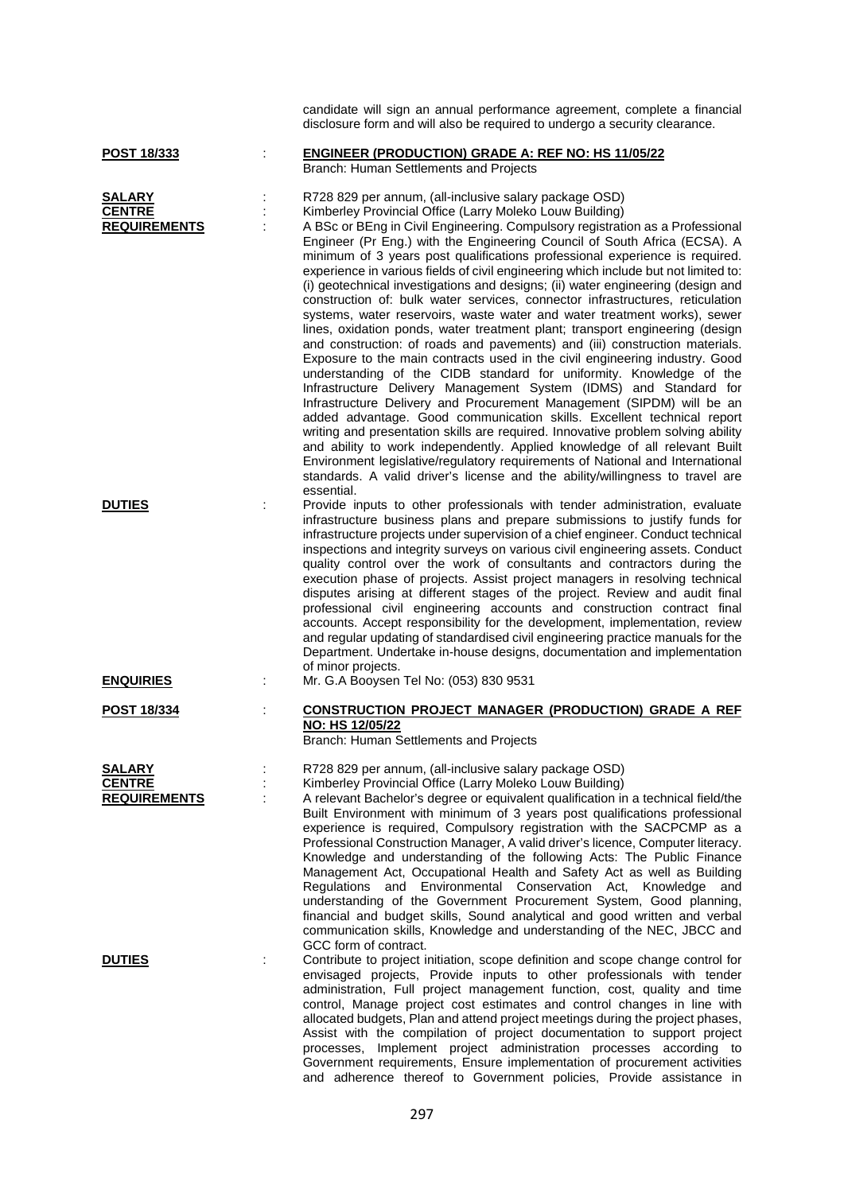candidate will sign an annual performance agreement, complete a financial disclosure form and will also be required to undergo a security clearance.

**POST 18/333** : **ENGINEER (PRODUCTION) GRADE A: REF NO: HS 11/05/22**
Branch: Human Settlements and Projects

**SALARY** : R728 829 per annum, (all-inclusive salary package OSD)

**CENTRE** : Kimberley Provincial Office (Larry Moleko Louw Building)

**REQUIREMENTS** : A BSc or BEng in Civil Engineering. Compulsory registration as a Professional Engineer (Pr Eng.) with the Engineering Council of South Africa (ECSA). A minimum of 3 years post qualifications professional experience is required. experience in various fields of civil engineering which include but not limited to: (i) geotechnical investigations and designs; (ii) water engineering (design and construction of: bulk water services, connector infrastructures, reticulation systems, water reservoirs, waste water and water treatment works), sewer lines, oxidation ponds, water treatment plant; transport engineering (design and construction: of roads and pavements) and (iii) construction materials. Exposure to the main contracts used in the civil engineering industry. Good understanding of the CIDB standard for uniformity. Knowledge of the Infrastructure Delivery Management System (IDMS) and Standard for Infrastructure Delivery and Procurement Management (SIPDM) will be an added advantage. Good communication skills. Excellent technical report writing and presentation skills are required. Innovative problem solving ability and ability to work independently. Applied knowledge of all relevant Built Environment legislative/regulatory requirements of National and International standards. A valid driver's license and the ability/willingness to travel are essential.

**DUTIES** : Provide inputs to other professionals with tender administration, evaluate infrastructure business plans and prepare submissions to justify funds for infrastructure projects under supervision of a chief engineer. Conduct technical inspections and integrity surveys on various civil engineering assets. Conduct quality control over the work of consultants and contractors during the execution phase of projects. Assist project managers in resolving technical disputes arising at different stages of the project. Review and audit final professional civil engineering accounts and construction contract final accounts. Accept responsibility for the development, implementation, review and regular updating of standardised civil engineering practice manuals for the Department. Undertake in-house designs, documentation and implementation of minor projects.

**ENQUIRIES** : Mr. G.A Booysen Tel No: (053) 830 9531

**POST 18/334** : **CONSTRUCTION PROJECT MANAGER (PRODUCTION) GRADE A REF NO: HS 12/05/22**
Branch: Human Settlements and Projects

**SALARY** : R728 829 per annum, (all-inclusive salary package OSD)

**CENTRE** : Kimberley Provincial Office (Larry Moleko Louw Building)

**REQUIREMENTS** : A relevant Bachelor's degree or equivalent qualification in a technical field/the Built Environment with minimum of 3 years post qualifications professional experience is required, Compulsory registration with the SACPCMP as a Professional Construction Manager, A valid driver's licence, Computer literacy. Knowledge and understanding of the following Acts: The Public Finance Management Act, Occupational Health and Safety Act as well as Building Regulations and Environmental Conservation Act, Knowledge and understanding of the Government Procurement System, Good planning, financial and budget skills, Sound analytical and good written and verbal communication skills, Knowledge and understanding of the NEC, JBCC and GCC form of contract.

**DUTIES** : Contribute to project initiation, scope definition and scope change control for envisaged projects, Provide inputs to other professionals with tender administration, Full project management function, cost, quality and time control, Manage project cost estimates and control changes in line with allocated budgets, Plan and attend project meetings during the project phases, Assist with the compilation of project documentation to support project processes, Implement project administration processes according to Government requirements, Ensure implementation of procurement activities and adherence thereof to Government policies, Provide assistance in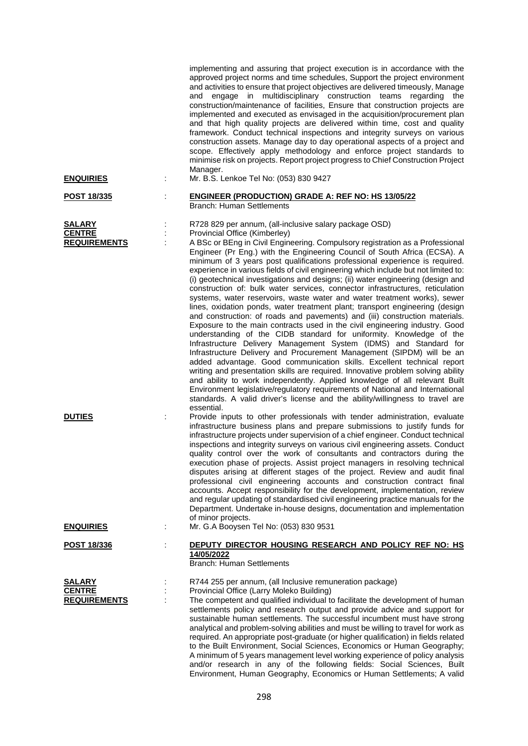implementing and assuring that project execution is in accordance with the approved project norms and time schedules, Support the project environment and activities to ensure that project objectives are delivered timeously, Manage and engage in multidisciplinary construction teams regarding the construction/maintenance of facilities, Ensure that construction projects are implemented and executed as envisaged in the acquisition/procurement plan and that high quality projects are delivered within time, cost and quality framework. Conduct technical inspections and integrity surveys on various construction assets. Manage day to day operational aspects of a project and scope. Effectively apply methodology and enforce project standards to minimise risk on projects. Report project progress to Chief Construction Project Manager.

**ENQUIRIES** : Mr. B.S. Lenkoe Tel No: (053) 830 9427

**POST 18/335** : **ENGINEER (PRODUCTION) GRADE A: REF NO: HS 13/05/22**
Branch: Human Settlements

**SALARY** : R728 829 per annum, (all-inclusive salary package OSD)

**CENTRE** : Provincial Office (Kimberley)

**REQUIREMENTS** : A BSc or BEng in Civil Engineering. Compulsory registration as a Professional Engineer (Pr Eng.) with the Engineering Council of South Africa (ECSA). A minimum of 3 years post qualifications professional experience is required. experience in various fields of civil engineering which include but not limited to: (i) geotechnical investigations and designs; (ii) water engineering (design and construction of: bulk water services, connector infrastructures, reticulation systems, water reservoirs, waste water and water treatment works), sewer lines, oxidation ponds, water treatment plant; transport engineering (design and construction: of roads and pavements) and (iii) construction materials. Exposure to the main contracts used in the civil engineering industry. Good understanding of the CIDB standard for uniformity. Knowledge of the Infrastructure Delivery Management System (IDMS) and Standard for Infrastructure Delivery and Procurement Management (SIPDM) will be an added advantage. Good communication skills. Excellent technical report writing and presentation skills are required. Innovative problem solving ability and ability to work independently. Applied knowledge of all relevant Built Environment legislative/regulatory requirements of National and International standards. A valid driver's license and the ability/willingness to travel are essential.

**DUTIES** : Provide inputs to other professionals with tender administration, evaluate infrastructure business plans and prepare submissions to justify funds for infrastructure projects under supervision of a chief engineer. Conduct technical inspections and integrity surveys on various civil engineering assets. Conduct quality control over the work of consultants and contractors during the execution phase of projects. Assist project managers in resolving technical disputes arising at different stages of the project. Review and audit final professional civil engineering accounts and construction contract final accounts. Accept responsibility for the development, implementation, review and regular updating of standardised civil engineering practice manuals for the Department. Undertake in-house designs, documentation and implementation of minor projects.

**ENQUIRIES** : Mr. G.A Booysen Tel No: (053) 830 9531

**POST 18/336** : **DEPUTY DIRECTOR HOUSING RESEARCH AND POLICY REF NO: HS 14/05/2022**
Branch: Human Settlements

**SALARY** : R744 255 per annum, (all Inclusive remuneration package)

**CENTRE** : Provincial Office (Larry Moleko Building)

**REQUIREMENTS** : The competent and qualified individual to facilitate the development of human settlements policy and research output and provide advice and support for sustainable human settlements. The successful incumbent must have strong analytical and problem-solving abilities and must be willing to travel for work as required. An appropriate post-graduate (or higher qualification) in fields related to the Built Environment, Social Sciences, Economics or Human Geography; A minimum of 5 years management level working experience of policy analysis and/or research in any of the following fields: Social Sciences, Built Environment, Human Geography, Economics or Human Settlements; A valid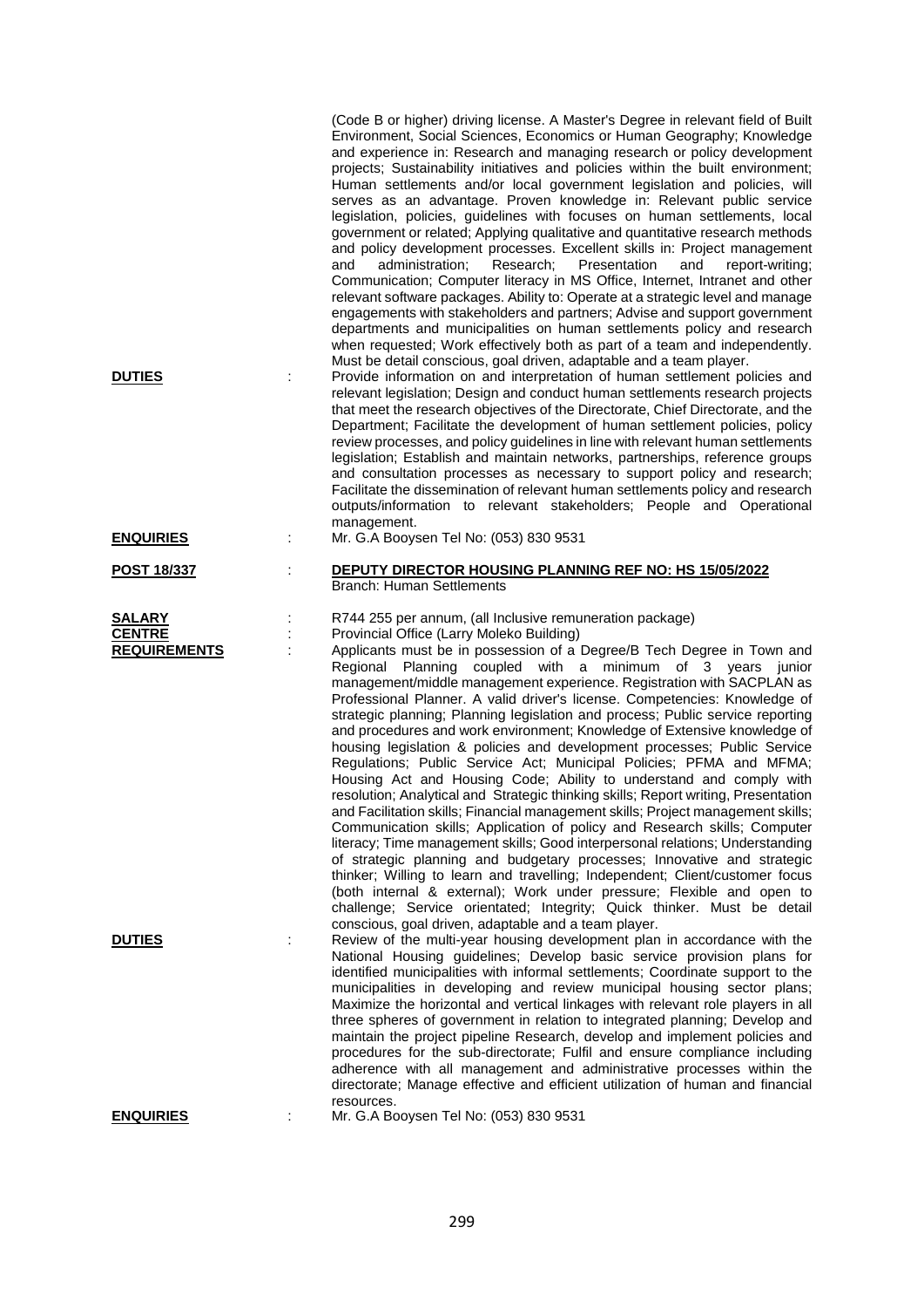(Code B or higher) driving license. A Master's Degree in relevant field of Built Environment, Social Sciences, Economics or Human Geography; Knowledge and experience in: Research and managing research or policy development projects; Sustainability initiatives and policies within the built environment; Human settlements and/or local government legislation and policies, will serves as an advantage. Proven knowledge in: Relevant public service legislation, policies, guidelines with focuses on human settlements, local government or related; Applying qualitative and quantitative research methods and policy development processes. Excellent skills in: Project management and administration; Research; Presentation and report-writing; Communication; Computer literacy in MS Office, Internet, Intranet and other relevant software packages. Ability to: Operate at a strategic level and manage engagements with stakeholders and partners; Advise and support government departments and municipalities on human settlements policy and research when requested; Work effectively both as part of a team and independently. Must be detail conscious, goal driven, adaptable and a team player.

**DUTIES** : Provide information on and interpretation of human settlement policies and relevant legislation; Design and conduct human settlements research projects that meet the research objectives of the Directorate, Chief Directorate, and the Department; Facilitate the development of human settlement policies, policy review processes, and policy guidelines in line with relevant human settlements legislation; Establish and maintain networks, partnerships, reference groups and consultation processes as necessary to support policy and research; Facilitate the dissemination of relevant human settlements policy and research outputs/information to relevant stakeholders; People and Operational management.

**ENQUIRIES** : Mr. G.A Booysen Tel No: (053) 830 9531

**POST 18/337** : **DEPUTY DIRECTOR HOUSING PLANNING REF NO: HS 15/05/2022**
Branch: Human Settlements

**SALARY** : R744 255 per annum, (all Inclusive remuneration package)

**CENTRE** : Provincial Office (Larry Moleko Building)

**REQUIREMENTS** : Applicants must be in possession of a Degree/B Tech Degree in Town and Regional Planning coupled with a minimum of 3 years junior management/middle management experience. Registration with SACPLAN as Professional Planner. A valid driver's license. Competencies: Knowledge of strategic planning; Planning legislation and process; Public service reporting and procedures and work environment; Knowledge of Extensive knowledge of housing legislation & policies and development processes; Public Service Regulations; Public Service Act; Municipal Policies; PFMA and MFMA; Housing Act and Housing Code; Ability to understand and comply with resolution; Analytical and Strategic thinking skills; Report writing, Presentation and Facilitation skills; Financial management skills; Project management skills; Communication skills; Application of policy and Research skills; Computer literacy; Time management skills; Good interpersonal relations; Understanding of strategic planning and budgetary processes; Innovative and strategic thinker; Willing to learn and travelling; Independent; Client/customer focus (both internal & external); Work under pressure; Flexible and open to challenge; Service orientated; Integrity; Quick thinker. Must be detail conscious, goal driven, adaptable and a team player.

**DUTIES** : Review of the multi-year housing development plan in accordance with the National Housing guidelines; Develop basic service provision plans for identified municipalities with informal settlements; Coordinate support to the municipalities in developing and review municipal housing sector plans; Maximize the horizontal and vertical linkages with relevant role players in all three spheres of government in relation to integrated planning; Develop and maintain the project pipeline Research, develop and implement policies and procedures for the sub-directorate; Fulfil and ensure compliance including adherence with all management and administrative processes within the directorate; Manage effective and efficient utilization of human and financial resources.

**ENQUIRIES** : Mr. G.A Booysen Tel No: (053) 830 9531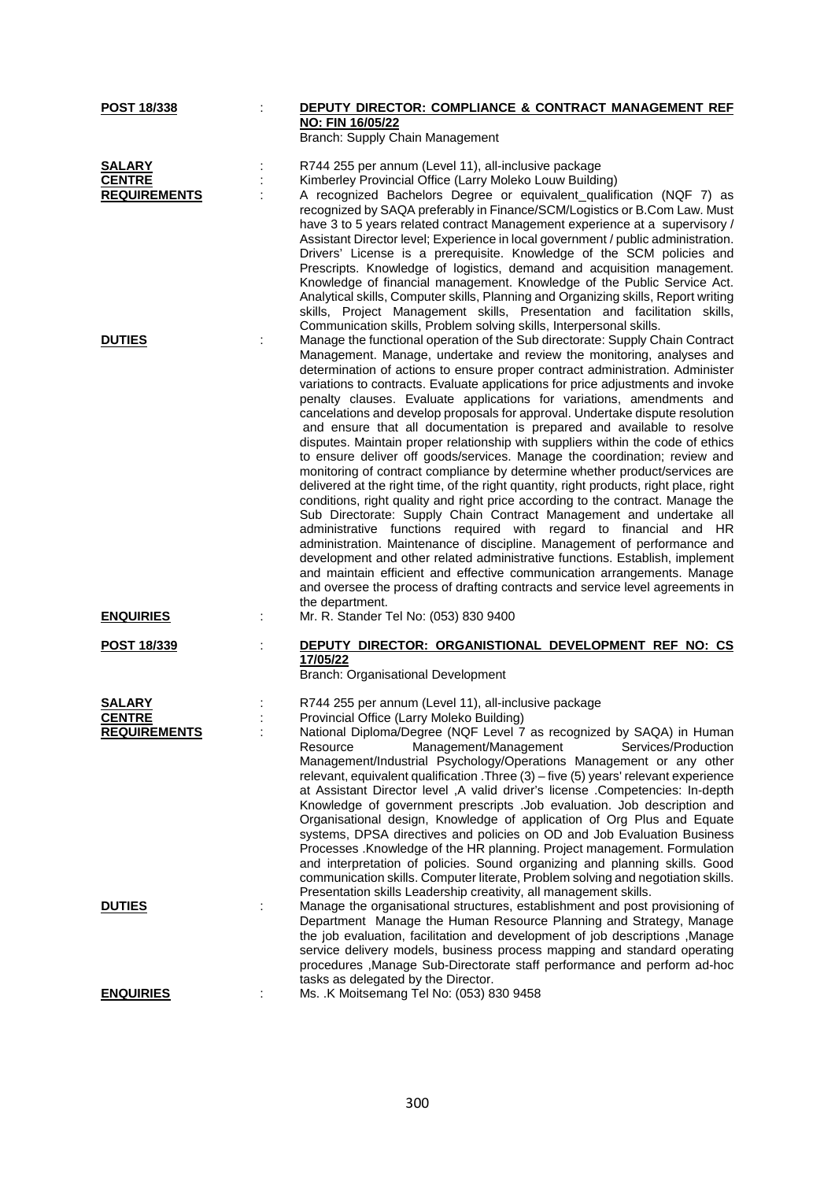**POST 18/338** : **DEPUTY DIRECTOR: COMPLIANCE & CONTRACT MANAGEMENT REF NO: FIN 16/05/22**
Branch: Supply Chain Management

**SALARY** : R744 255 per annum (Level 11), all-inclusive package

**CENTRE** : Kimberley Provincial Office (Larry Moleko Louw Building)

**REQUIREMENTS** : A recognized Bachelors Degree or equivalent_qualification (NQF 7) as recognized by SAQA preferably in Finance/SCM/Logistics or B.Com Law. Must have 3 to 5 years related contract Management experience at a supervisory / Assistant Director level; Experience in local government / public administration. Drivers' License is a prerequisite. Knowledge of the SCM policies and Prescripts. Knowledge of logistics, demand and acquisition management. Knowledge of financial management. Knowledge of the Public Service Act. Analytical skills, Computer skills, Planning and Organizing skills, Report writing skills, Project Management skills, Presentation and facilitation skills, Communication skills, Problem solving skills, Interpersonal skills.

**DUTIES** : Manage the functional operation of the Sub directorate: Supply Chain Contract Management. Manage, undertake and review the monitoring, analyses and determination of actions to ensure proper contract administration. Administer variations to contracts. Evaluate applications for price adjustments and invoke penalty clauses. Evaluate applications for variations, amendments and cancelations and develop proposals for approval. Undertake dispute resolution and ensure that all documentation is prepared and available to resolve disputes. Maintain proper relationship with suppliers within the code of ethics to ensure deliver off goods/services. Manage the coordination; review and monitoring of contract compliance by determine whether product/services are delivered at the right time, of the right quantity, right products, right place, right conditions, right quality and right price according to the contract. Manage the Sub Directorate: Supply Chain Contract Management and undertake all administrative functions required with regard to financial and HR administration. Maintenance of discipline. Management of performance and development and other related administrative functions. Establish, implement and maintain efficient and effective communication arrangements. Manage and oversee the process of drafting contracts and service level agreements in the department.

**ENQUIRIES** : Mr. R. Stander Tel No: (053) 830 9400

**POST 18/339** : **DEPUTY DIRECTOR: ORGANISTIONAL DEVELOPMENT REF NO: CS 17/05/22**
Branch: Organisational Development

**SALARY** : R744 255 per annum (Level 11), all-inclusive package

**CENTRE** : Provincial Office (Larry Moleko Building)

**REQUIREMENTS** : National Diploma/Degree (NQF Level 7 as recognized by SAQA) in Human Resource Management/Management Services/Production Management/Industrial Psychology/Operations Management or any other relevant, equivalent qualification .Three (3) – five (5) years' relevant experience at Assistant Director level ,A valid driver's license .Competencies: In-depth Knowledge of government prescripts .Job evaluation. Job description and Organisational design, Knowledge of application of Org Plus and Equate systems, DPSA directives and policies on OD and Job Evaluation Business Processes .Knowledge of the HR planning. Project management. Formulation and interpretation of policies. Sound organizing and planning skills. Good communication skills. Computer literate, Problem solving and negotiation skills. Presentation skills Leadership creativity, all management skills.

**DUTIES** : Manage the organisational structures, establishment and post provisioning of Department Manage the Human Resource Planning and Strategy, Manage the job evaluation, facilitation and development of job descriptions ,Manage service delivery models, business process mapping and standard operating procedures ,Manage Sub-Directorate staff performance and perform ad-hoc tasks as delegated by the Director.

**ENQUIRIES** : Ms. .K Moitsemang Tel No: (053) 830 9458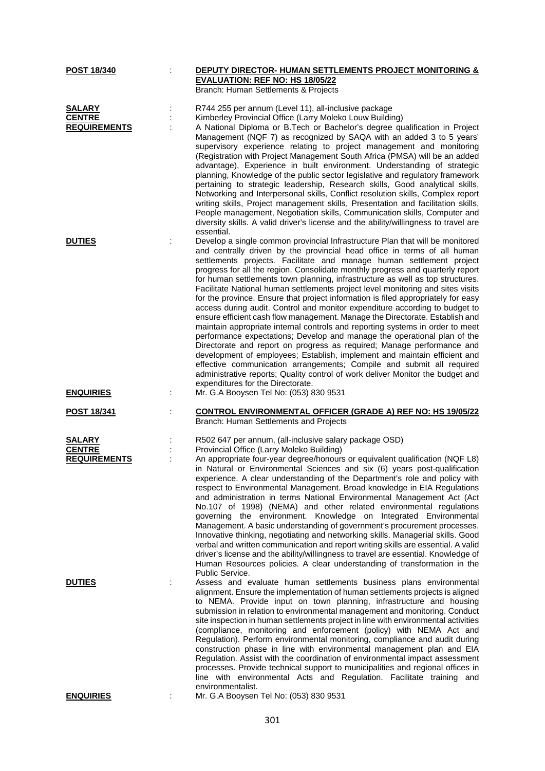**POST 18/340** : **DEPUTY DIRECTOR- HUMAN SETTLEMENTS PROJECT MONITORING & EVALUATION: REF NO: HS 18/05/22**
Branch: Human Settlements & Projects

**SALARY** : R744 255 per annum (Level 11), all-inclusive package

**CENTRE** : Kimberley Provincial Office (Larry Moleko Louw Building)

**REQUIREMENTS** : A National Diploma or B.Tech or Bachelor's degree qualification in Project Management (NQF 7) as recognized by SAQA with an added 3 to 5 years' supervisory experience relating to project management and monitoring (Registration with Project Management South Africa (PMSA) will be an added advantage), Experience in built environment. Understanding of strategic planning, Knowledge of the public sector legislative and regulatory framework pertaining to strategic leadership, Research skills, Good analytical skills, Networking and Interpersonal skills, Conflict resolution skills, Complex report writing skills, Project management skills, Presentation and facilitation skills, People management, Negotiation skills, Communication skills, Computer and diversity skills. A valid driver's license and the ability/willingness to travel are essential.

**DUTIES** : Develop a single common provincial Infrastructure Plan that will be monitored and centrally driven by the provincial head office in terms of all human settlements projects. Facilitate and manage human settlement project progress for all the region. Consolidate monthly progress and quarterly report for human settlements town planning, infrastructure as well as top structures. Facilitate National human settlements project level monitoring and sites visits for the province. Ensure that project information is filed appropriately for easy access during audit. Control and monitor expenditure according to budget to ensure efficient cash flow management. Manage the Directorate. Establish and maintain appropriate internal controls and reporting systems in order to meet performance expectations; Develop and manage the operational plan of the Directorate and report on progress as required; Manage performance and development of employees; Establish, implement and maintain efficient and effective communication arrangements; Compile and submit all required administrative reports; Quality control of work deliver Monitor the budget and expenditures for the Directorate.

**ENQUIRIES** : Mr. G.A Booysen Tel No: (053) 830 9531

**POST 18/341** : **CONTROL ENVIRONMENTAL OFFICER (GRADE A) REF NO: HS 19/05/22**
Branch: Human Settlements and Projects

**SALARY** : R502 647 per annum, (all-inclusive salary package OSD)

**CENTRE** : Provincial Office (Larry Moleko Building)

**REQUIREMENTS** : An appropriate four-year degree/honours or equivalent qualification (NQF L8) in Natural or Environmental Sciences and six (6) years post-qualification experience. A clear understanding of the Department's role and policy with respect to Environmental Management. Broad knowledge in EIA Regulations and administration in terms National Environmental Management Act (Act No.107 of 1998) (NEMA) and other related environmental regulations governing the environment. Knowledge on Integrated Environmental Management. A basic understanding of government's procurement processes. Innovative thinking, negotiating and networking skills. Managerial skills. Good verbal and written communication and report writing skills are essential. A valid driver's license and the ability/willingness to travel are essential. Knowledge of Human Resources policies. A clear understanding of transformation in the Public Service.

**DUTIES** : Assess and evaluate human settlements business plans environmental alignment. Ensure the implementation of human settlements projects is aligned to NEMA. Provide input on town planning, infrastructure and housing submission in relation to environmental management and monitoring. Conduct site inspection in human settlements project in line with environmental activities (compliance, monitoring and enforcement (policy) with NEMA Act and Regulation). Perform environmental monitoring, compliance and audit during construction phase in line with environmental management plan and EIA Regulation. Assist with the coordination of environmental impact assessment processes. Provide technical support to municipalities and regional offices in line with environmental Acts and Regulation. Facilitate training and environmentalist.

**ENQUIRIES** : Mr. G.A Booysen Tel No: (053) 830 9531